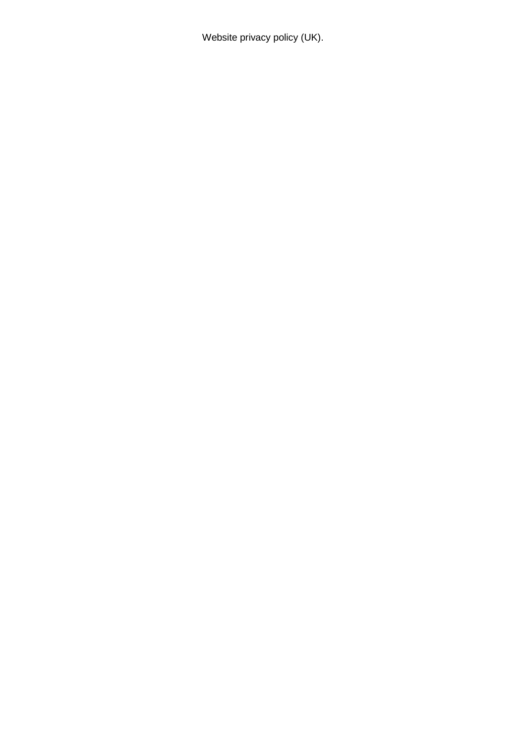Website privacy policy (UK).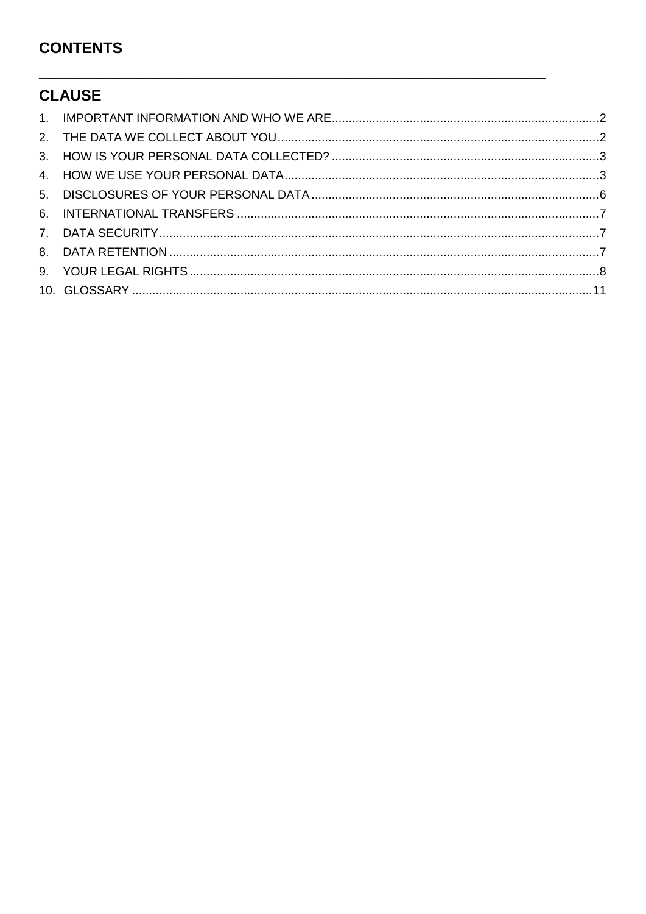# CONTENTS

---

## CLAUSE

1. IMPORTANT INFORMATION AND WHO WE ARE .......... 2
2. THE DATA WE COLLECT ABOUT YOU .......... 2
3. HOW IS YOUR PERSONAL DATA COLLECTED? .......... 3
4. HOW WE USE YOUR PERSONAL DATA .......... 3
5. DISCLOSURES OF YOUR PERSONAL DATA .......... 6
6. INTERNATIONAL TRANSFERS .......... 7
7. DATA SECURITY .......... 7
8. DATA RETENTION .......... 7
9. YOUR LEGAL RIGHTS .......... 8
10. GLOSSARY .......... 11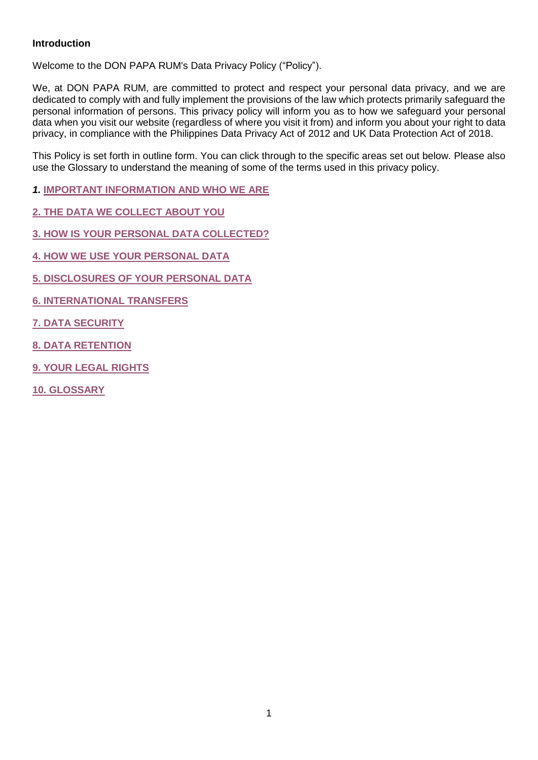**Introduction**

Welcome to the DON PAPA RUM's Data Privacy Policy ("Policy").

We, at DON PAPA RUM, are committed to protect and respect your personal data privacy, and we are dedicated to comply with and fully implement the provisions of the law which protects primarily safeguard the personal information of persons. This privacy policy will inform you as to how we safeguard your personal data when you visit our website (regardless of where you visit it from) and inform you about your right to data privacy, in compliance with the Philippines Data Privacy Act of 2012 and UK Data Protection Act of 2018.

This Policy is set forth in outline form. You can click through to the specific areas set out below. Please also use the Glossary to understand the meaning of some of the terms used in this privacy policy.

***1.*** **IMPORTANT INFORMATION AND WHO WE ARE**

**2. THE DATA WE COLLECT ABOUT YOU**

**3. HOW IS YOUR PERSONAL DATA COLLECTED?**

**4. HOW WE USE YOUR PERSONAL DATA**

**5. DISCLOSURES OF YOUR PERSONAL DATA**

**6. INTERNATIONAL TRANSFERS**

**7. DATA SECURITY**

**8. DATA RETENTION**

**9. YOUR LEGAL RIGHTS**

**10. GLOSSARY**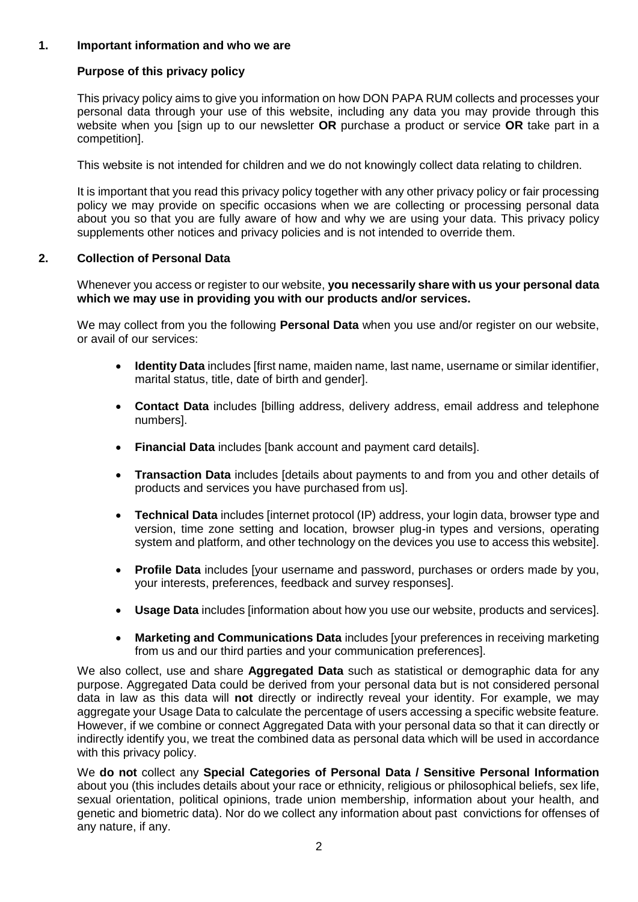## 1. Important information and who we are

### Purpose of this privacy policy

This privacy policy aims to give you information on how DON PAPA RUM collects and processes your personal data through your use of this website, including any data you may provide through this website when you [sign up to our newsletter **OR** purchase a product or service **OR** take part in a competition].

This website is not intended for children and we do not knowingly collect data relating to children.

It is important that you read this privacy policy together with any other privacy policy or fair processing policy we may provide on specific occasions when we are collecting or processing personal data about you so that you are fully aware of how and why we are using your data. This privacy policy supplements other notices and privacy policies and is not intended to override them.

## 2. Collection of Personal Data

Whenever you access or register to our website, **you necessarily share with us your personal data which we may use in providing you with our products and/or services.**

We may collect from you the following **Personal Data** when you use and/or register on our website, or avail of our services:

- **Identity Data** includes [first name, maiden name, last name, username or similar identifier, marital status, title, date of birth and gender].
- **Contact Data** includes [billing address, delivery address, email address and telephone numbers].
- **Financial Data** includes [bank account and payment card details].
- **Transaction Data** includes [details about payments to and from you and other details of products and services you have purchased from us].
- **Technical Data** includes [internet protocol (IP) address, your login data, browser type and version, time zone setting and location, browser plug-in types and versions, operating system and platform, and other technology on the devices you use to access this website].
- **Profile Data** includes [your username and password, purchases or orders made by you, your interests, preferences, feedback and survey responses].
- **Usage Data** includes [information about how you use our website, products and services].
- **Marketing and Communications Data** includes [your preferences in receiving marketing from us and our third parties and your communication preferences].

We also collect, use and share **Aggregated Data** such as statistical or demographic data for any purpose. Aggregated Data could be derived from your personal data but is not considered personal data in law as this data will **not** directly or indirectly reveal your identity. For example, we may aggregate your Usage Data to calculate the percentage of users accessing a specific website feature. However, if we combine or connect Aggregated Data with your personal data so that it can directly or indirectly identify you, we treat the combined data as personal data which will be used in accordance with this privacy policy.

We **do not** collect any **Special Categories of Personal Data / Sensitive Personal Information** about you (this includes details about your race or ethnicity, religious or philosophical beliefs, sex life, sexual orientation, political opinions, trade union membership, information about your health, and genetic and biometric data). Nor do we collect any information about past convictions for offenses of any nature, if any.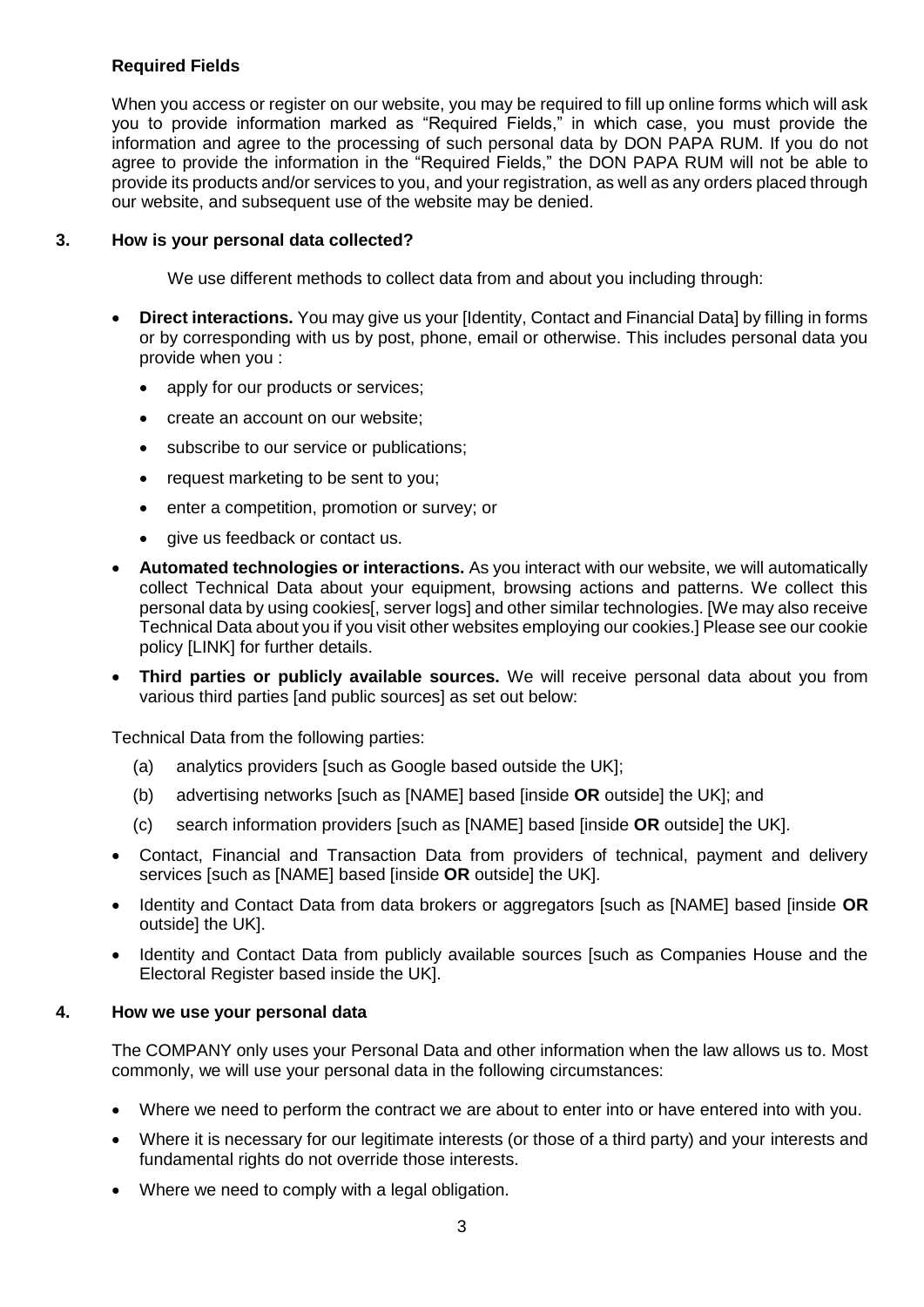**Required Fields**

When you access or register on our website, you may be required to fill up online forms which will ask you to provide information marked as "Required Fields," in which case, you must provide the information and agree to the processing of such personal data by DON PAPA RUM. If you do not agree to provide the information in the "Required Fields," the DON PAPA RUM will not be able to provide its products and/or services to you, and your registration, as well as any orders placed through our website, and subsequent use of the website may be denied.

## 3. How is your personal data collected?

We use different methods to collect data from and about you including through:

- **Direct interactions.** You may give us your [Identity, Contact and Financial Data] by filling in forms or by corresponding with us by post, phone, email or otherwise. This includes personal data you provide when you :
  - apply for our products or services;
  - create an account on our website;
  - subscribe to our service or publications;
  - request marketing to be sent to you;
  - enter a competition, promotion or survey; or
  - give us feedback or contact us.
- **Automated technologies or interactions.** As you interact with our website, we will automatically collect Technical Data about your equipment, browsing actions and patterns. We collect this personal data by using cookies[, server logs] and other similar technologies. [We may also receive Technical Data about you if you visit other websites employing our cookies.] Please see our cookie policy [LINK] for further details.
- **Third parties or publicly available sources.** We will receive personal data about you from various third parties [and public sources] as set out below:

Technical Data from the following parties:

(a) analytics providers [such as Google based outside the UK];

(b) advertising networks [such as [NAME] based [inside **OR** outside] the UK]; and

(c) search information providers [such as [NAME] based [inside **OR** outside] the UK].

- Contact, Financial and Transaction Data from providers of technical, payment and delivery services [such as [NAME] based [inside **OR** outside] the UK].
- Identity and Contact Data from data brokers or aggregators [such as [NAME] based [inside **OR** outside] the UK].
- Identity and Contact Data from publicly available sources [such as Companies House and the Electoral Register based inside the UK].

## 4. How we use your personal data

The COMPANY only uses your Personal Data and other information when the law allows us to. Most commonly, we will use your personal data in the following circumstances:

- Where we need to perform the contract we are about to enter into or have entered into with you.
- Where it is necessary for our legitimate interests (or those of a third party) and your interests and fundamental rights do not override those interests.
- Where we need to comply with a legal obligation.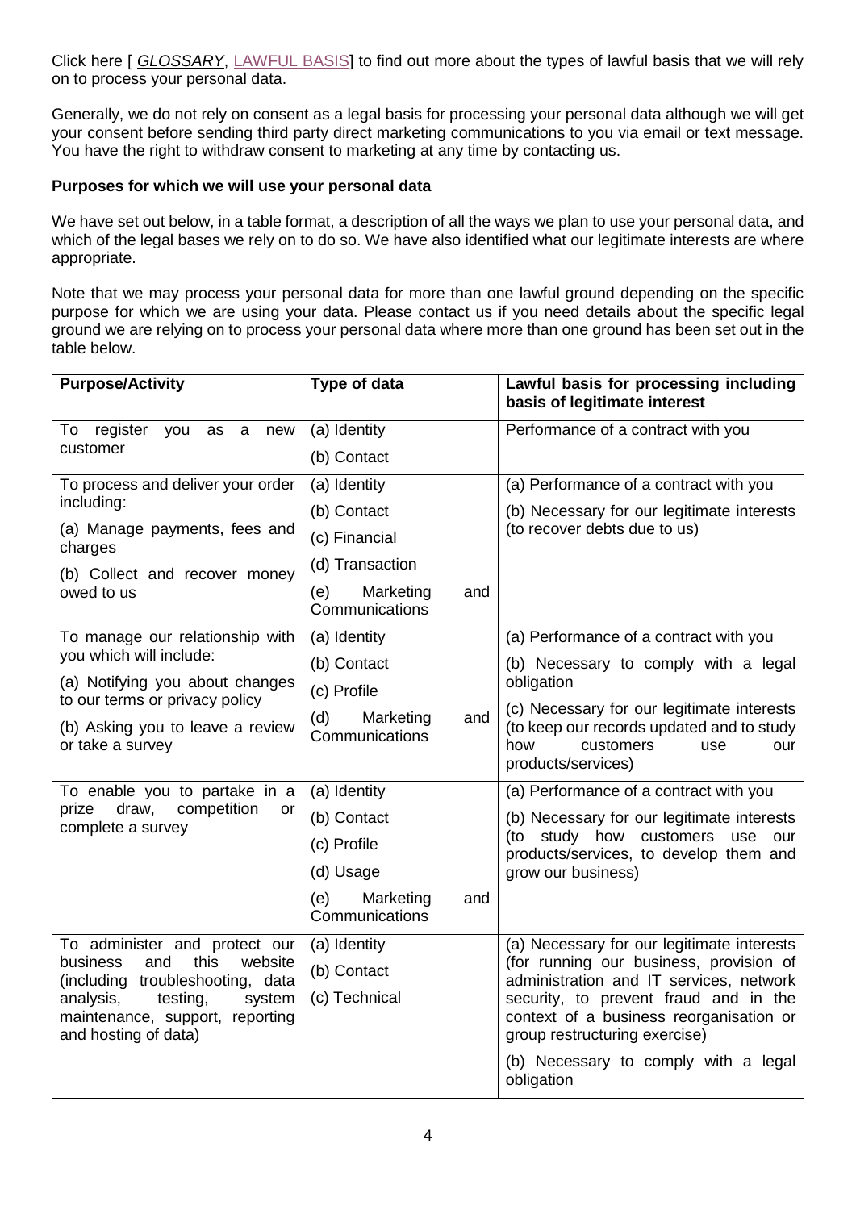Click here [ *GLOSSARY*, LAWFUL BASIS] to find out more about the types of lawful basis that we will rely on to process your personal data.

Generally, we do not rely on consent as a legal basis for processing your personal data although we will get your consent before sending third party direct marketing communications to you via email or text message. You have the right to withdraw consent to marketing at any time by contacting us.

**Purposes for which we will use your personal data**

We have set out below, in a table format, a description of all the ways we plan to use your personal data, and which of the legal bases we rely on to do so. We have also identified what our legitimate interests are where appropriate.

Note that we may process your personal data for more than one lawful ground depending on the specific purpose for which we are using your data. Please contact us if you need details about the specific legal ground we are relying on to process your personal data where more than one ground has been set out in the table below.

| Purpose/Activity | Type of data | Lawful basis for processing including basis of legitimate interest |
|---|---|---|
| To register you as a new customer | (a) Identity<br>(b) Contact | Performance of a contract with you |
| To process and deliver your order including:<br>(a) Manage payments, fees and charges<br>(b) Collect and recover money owed to us | (a) Identity<br>(b) Contact<br>(c) Financial<br>(d) Transaction<br>(e) Marketing and Communications | (a) Performance of a contract with you<br>(b) Necessary for our legitimate interests (to recover debts due to us) |
| To manage our relationship with you which will include:<br>(a) Notifying you about changes to our terms or privacy policy<br>(b) Asking you to leave a review or take a survey | (a) Identity<br>(b) Contact<br>(c) Profile<br>(d) Marketing and Communications | (a) Performance of a contract with you<br>(b) Necessary to comply with a legal obligation<br>(c) Necessary for our legitimate interests (to keep our records updated and to study how customers use our products/services) |
| To enable you to partake in a prize draw, competition or complete a survey | (a) Identity<br>(b) Contact<br>(c) Profile<br>(d) Usage<br>(e) Marketing and Communications | (a) Performance of a contract with you<br>(b) Necessary for our legitimate interests (to study how customers use our products/services, to develop them and grow our business) |
| To administer and protect our business and this website (including troubleshooting, data analysis, testing, system maintenance, support, reporting and hosting of data) | (a) Identity<br>(b) Contact<br>(c) Technical | (a) Necessary for our legitimate interests (for running our business, provision of administration and IT services, network security, to prevent fraud and in the context of a business reorganisation or group restructuring exercise)<br>(b) Necessary to comply with a legal obligation |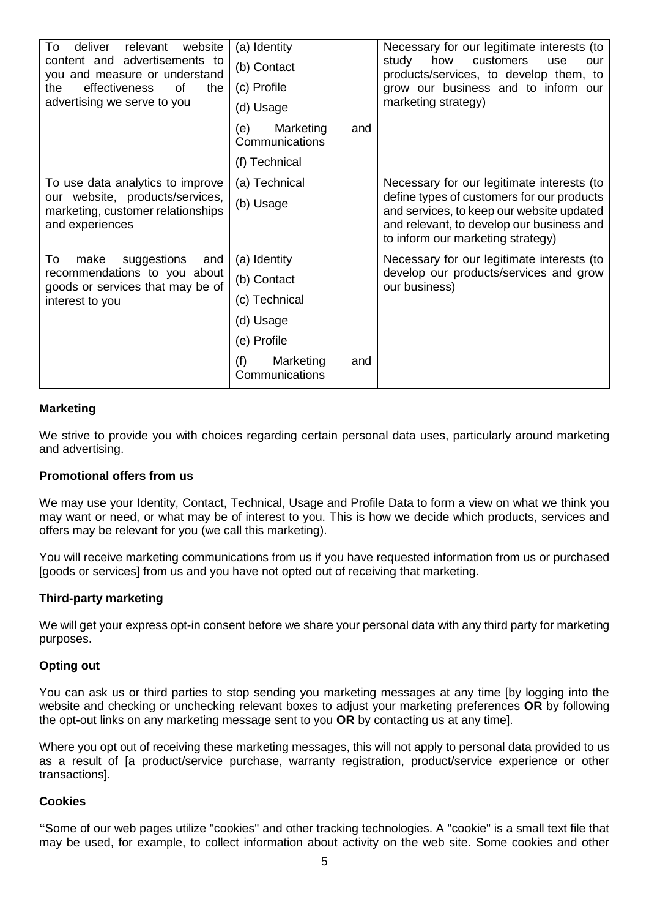| | | |
|---|---|---|
| To deliver relevant website content and advertisements to you and measure or understand the effectiveness of the advertising we serve to you | (a) Identity<br>(b) Contact<br>(c) Profile<br>(d) Usage<br>(e) Marketing and Communications<br>(f) Technical | Necessary for our legitimate interests (to study how customers use our products/services, to develop them, to grow our business and to inform our marketing strategy) |
| To use data analytics to improve our website, products/services, marketing, customer relationships and experiences | (a) Technical<br>(b) Usage | Necessary for our legitimate interests (to define types of customers for our products and services, to keep our website updated and relevant, to develop our business and to inform our marketing strategy) |
| To make suggestions and recommendations to you about goods or services that may be of interest to you | (a) Identity<br>(b) Contact<br>(c) Technical<br>(d) Usage<br>(e) Profile<br>(f) Marketing and Communications | Necessary for our legitimate interests (to develop our products/services and grow our business) |

**Marketing**

We strive to provide you with choices regarding certain personal data uses, particularly around marketing and advertising.

**Promotional offers from us**

We may use your Identity, Contact, Technical, Usage and Profile Data to form a view on what we think you may want or need, or what may be of interest to you. This is how we decide which products, services and offers may be relevant for you (we call this marketing).

You will receive marketing communications from us if you have requested information from us or purchased [goods or services] from us and you have not opted out of receiving that marketing.

**Third-party marketing**

We will get your express opt-in consent before we share your personal data with any third party for marketing purposes.

**Opting out**

You can ask us or third parties to stop sending you marketing messages at any time [by logging into the website and checking or unchecking relevant boxes to adjust your marketing preferences **OR** by following the opt-out links on any marketing message sent to you **OR** by contacting us at any time].

Where you opt out of receiving these marketing messages, this will not apply to personal data provided to us as a result of [a product/service purchase, warranty registration, product/service experience or other transactions].

**Cookies**

**"**Some of our web pages utilize "cookies" and other tracking technologies. A "cookie" is a small text file that may be used, for example, to collect information about activity on the web site. Some cookies and other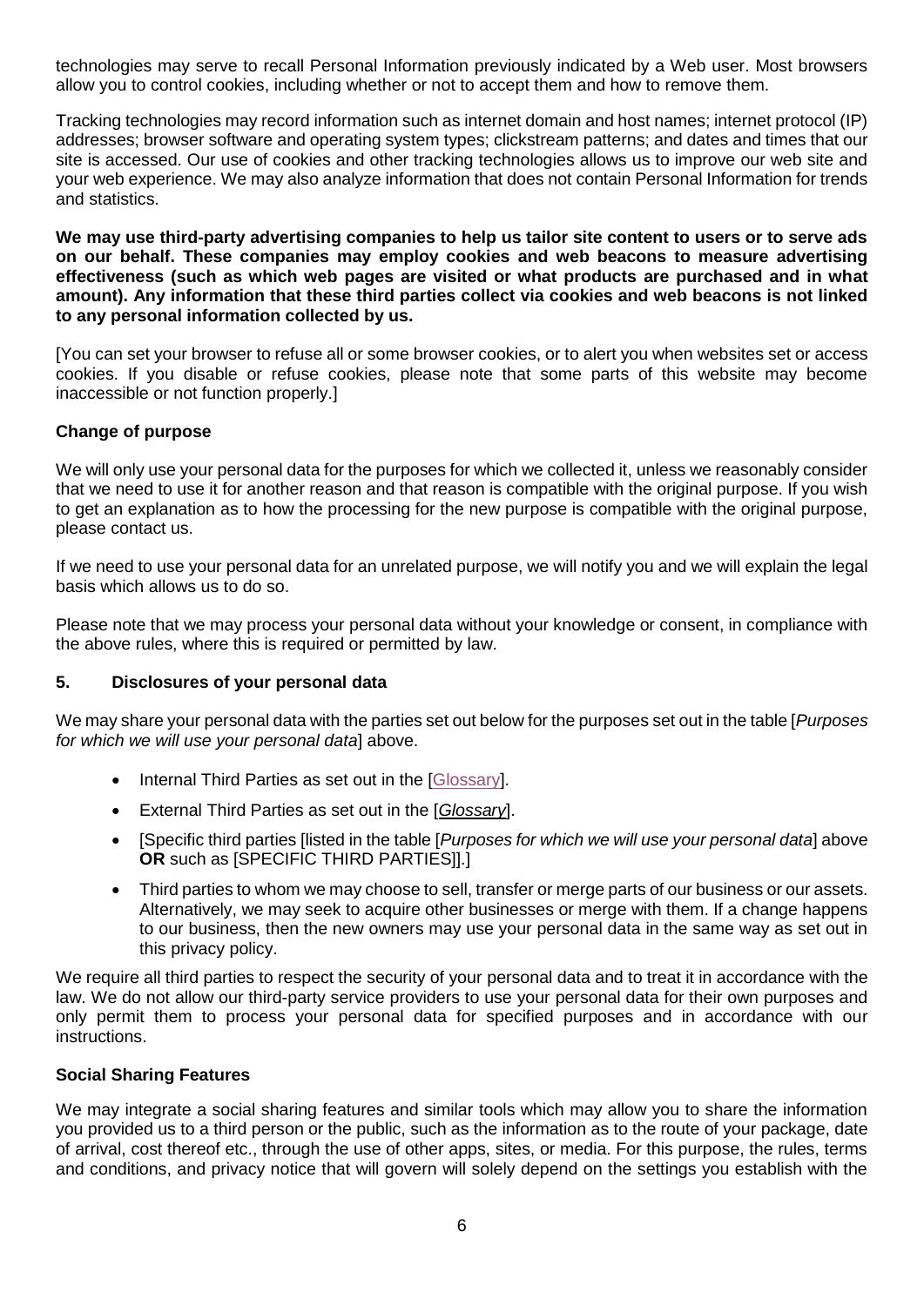technologies may serve to recall Personal Information previously indicated by a Web user. Most browsers allow you to control cookies, including whether or not to accept them and how to remove them.

Tracking technologies may record information such as internet domain and host names; internet protocol (IP) addresses; browser software and operating system types; clickstream patterns; and dates and times that our site is accessed. Our use of cookies and other tracking technologies allows us to improve our web site and your web experience. We may also analyze information that does not contain Personal Information for trends and statistics.

**We may use third-party advertising companies to help us tailor site content to users or to serve ads on our behalf. These companies may employ cookies and web beacons to measure advertising effectiveness (such as which web pages are visited or what products are purchased and in what amount). Any information that these third parties collect via cookies and web beacons is not linked to any personal information collected by us.**

[You can set your browser to refuse all or some browser cookies, or to alert you when websites set or access cookies. If you disable or refuse cookies, please note that some parts of this website may become inaccessible or not function properly.]

**Change of purpose**

We will only use your personal data for the purposes for which we collected it, unless we reasonably consider that we need to use it for another reason and that reason is compatible with the original purpose. If you wish to get an explanation as to how the processing for the new purpose is compatible with the original purpose, please contact us.

If we need to use your personal data for an unrelated purpose, we will notify you and we will explain the legal basis which allows us to do so.

Please note that we may process your personal data without your knowledge or consent, in compliance with the above rules, where this is required or permitted by law.

## 5. Disclosures of your personal data

We may share your personal data with the parties set out below for the purposes set out in the table [*Purposes for which we will use your personal data*] above.

- Internal Third Parties as set out in the [Glossary].
- External Third Parties as set out in the [*Glossary*].
- [Specific third parties [listed in the table [*Purposes for which we will use your personal data*] above **OR** such as [SPECIFIC THIRD PARTIES]].]
- Third parties to whom we may choose to sell, transfer or merge parts of our business or our assets. Alternatively, we may seek to acquire other businesses or merge with them. If a change happens to our business, then the new owners may use your personal data in the same way as set out in this privacy policy.

We require all third parties to respect the security of your personal data and to treat it in accordance with the law. We do not allow our third-party service providers to use your personal data for their own purposes and only permit them to process your personal data for specified purposes and in accordance with our instructions.

**Social Sharing Features**

We may integrate a social sharing features and similar tools which may allow you to share the information you provided us to a third person or the public, such as the information as to the route of your package, date of arrival, cost thereof etc., through the use of other apps, sites, or media. For this purpose, the rules, terms and conditions, and privacy notice that will govern will solely depend on the settings you establish with the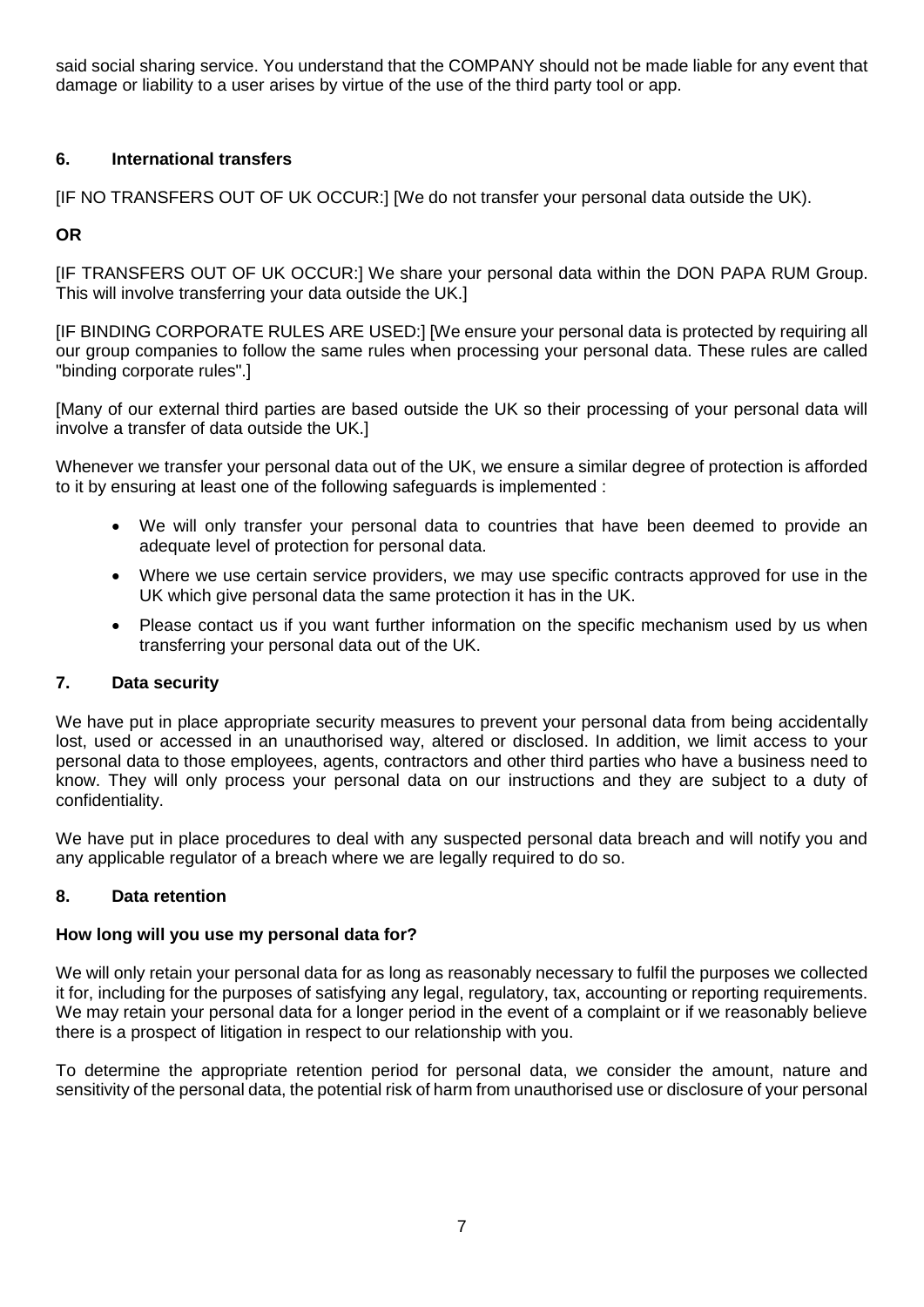said social sharing service. You understand that the COMPANY should not be made liable for any event that damage or liability to a user arises by virtue of the use of the third party tool or app.

## 6. International transfers

[IF NO TRANSFERS OUT OF UK OCCUR:] [We do not transfer your personal data outside the UK).

**OR**

[IF TRANSFERS OUT OF UK OCCUR:] We share your personal data within the DON PAPA RUM Group. This will involve transferring your data outside the UK.]

[IF BINDING CORPORATE RULES ARE USED:] [We ensure your personal data is protected by requiring all our group companies to follow the same rules when processing your personal data. These rules are called "binding corporate rules".]

[Many of our external third parties are based outside the UK so their processing of your personal data will involve a transfer of data outside the UK.]

Whenever we transfer your personal data out of the UK, we ensure a similar degree of protection is afforded to it by ensuring at least one of the following safeguards is implemented :

- We will only transfer your personal data to countries that have been deemed to provide an adequate level of protection for personal data.
- Where we use certain service providers, we may use specific contracts approved for use in the UK which give personal data the same protection it has in the UK.
- Please contact us if you want further information on the specific mechanism used by us when transferring your personal data out of the UK.

## 7. Data security

We have put in place appropriate security measures to prevent your personal data from being accidentally lost, used or accessed in an unauthorised way, altered or disclosed. In addition, we limit access to your personal data to those employees, agents, contractors and other third parties who have a business need to know. They will only process your personal data on our instructions and they are subject to a duty of confidentiality.

We have put in place procedures to deal with any suspected personal data breach and will notify you and any applicable regulator of a breach where we are legally required to do so.

## 8. Data retention

**How long will you use my personal data for?**

We will only retain your personal data for as long as reasonably necessary to fulfil the purposes we collected it for, including for the purposes of satisfying any legal, regulatory, tax, accounting or reporting requirements. We may retain your personal data for a longer period in the event of a complaint or if we reasonably believe there is a prospect of litigation in respect to our relationship with you.

To determine the appropriate retention period for personal data, we consider the amount, nature and sensitivity of the personal data, the potential risk of harm from unauthorised use or disclosure of your personal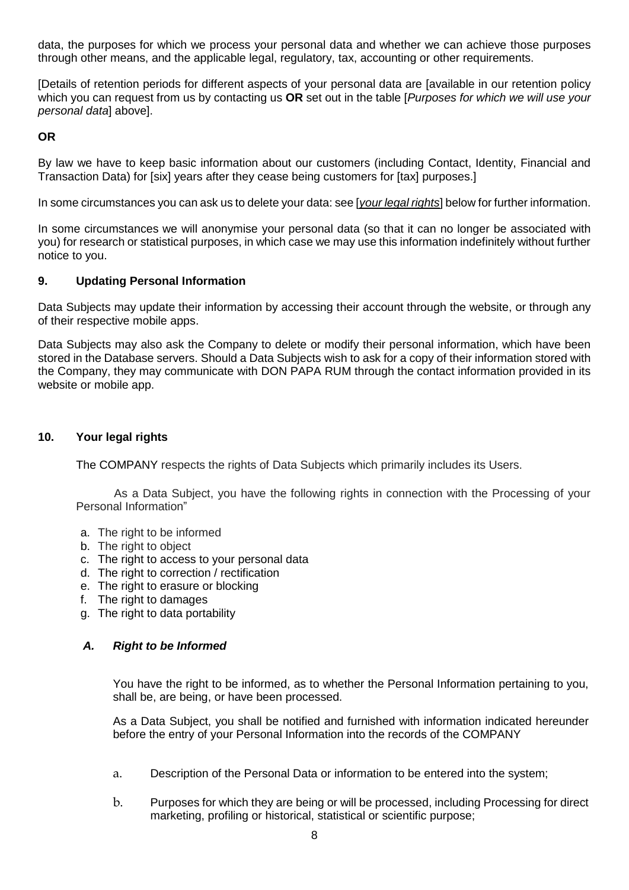data, the purposes for which we process your personal data and whether we can achieve those purposes through other means, and the applicable legal, regulatory, tax, accounting or other requirements.

[Details of retention periods for different aspects of your personal data are [available in our retention policy which you can request from us by contacting us **OR** set out in the table [*Purposes for which we will use your personal data*] above].

**OR**

By law we have to keep basic information about our customers (including Contact, Identity, Financial and Transaction Data) for [six] years after they cease being customers for [tax] purposes.]

In some circumstances you can ask us to delete your data: see [*your legal rights*] below for further information.

In some circumstances we will anonymise your personal data (so that it can no longer be associated with you) for research or statistical purposes, in which case we may use this information indefinitely without further notice to you.

## 9. Updating Personal Information

Data Subjects may update their information by accessing their account through the website, or through any of their respective mobile apps.

Data Subjects may also ask the Company to delete or modify their personal information, which have been stored in the Database servers. Should a Data Subjects wish to ask for a copy of their information stored with the Company, they may communicate with DON PAPA RUM through the contact information provided in its website or mobile app.

## 10. Your legal rights

The COMPANY respects the rights of Data Subjects which primarily includes its Users.

As a Data Subject, you have the following rights in connection with the Processing of your Personal Information"

a. The right to be informed
b. The right to object
c. The right to access to your personal data
d. The right to correction / rectification
e. The right to erasure or blocking
f. The right to damages
g. The right to data portability

### *A. Right to be Informed*

You have the right to be informed, as to whether the Personal Information pertaining to you, shall be, are being, or have been processed.

As a Data Subject, you shall be notified and furnished with information indicated hereunder before the entry of your Personal Information into the records of the COMPANY

a. Description of the Personal Data or information to be entered into the system;

b. Purposes for which they are being or will be processed, including Processing for direct marketing, profiling or historical, statistical or scientific purpose;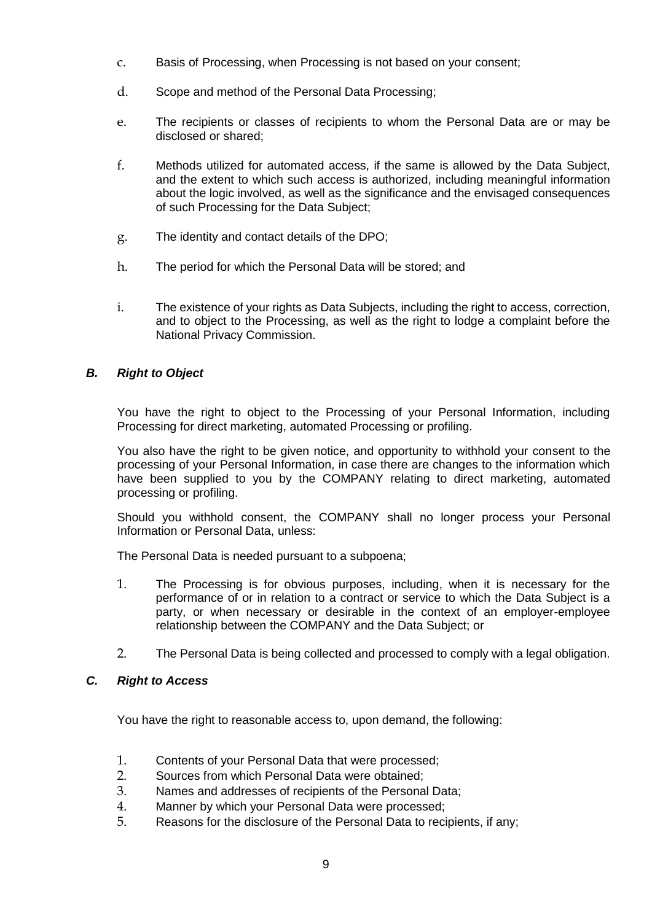c. Basis of Processing, when Processing is not based on your consent;

d. Scope and method of the Personal Data Processing;

e. The recipients or classes of recipients to whom the Personal Data are or may be disclosed or shared;

f. Methods utilized for automated access, if the same is allowed by the Data Subject, and the extent to which such access is authorized, including meaningful information about the logic involved, as well as the significance and the envisaged consequences of such Processing for the Data Subject;

g. The identity and contact details of the DPO;

h. The period for which the Personal Data will be stored; and

i. The existence of your rights as Data Subjects, including the right to access, correction, and to object to the Processing, as well as the right to lodge a complaint before the National Privacy Commission.

### *B. Right to Object*

You have the right to object to the Processing of your Personal Information, including Processing for direct marketing, automated Processing or profiling.

You also have the right to be given notice, and opportunity to withhold your consent to the processing of your Personal Information, in case there are changes to the information which have been supplied to you by the COMPANY relating to direct marketing, automated processing or profiling.

Should you withhold consent, the COMPANY shall no longer process your Personal Information or Personal Data, unless:

The Personal Data is needed pursuant to a subpoena;

1. The Processing is for obvious purposes, including, when it is necessary for the performance of or in relation to a contract or service to which the Data Subject is a party, or when necessary or desirable in the context of an employer-employee relationship between the COMPANY and the Data Subject; or
2. The Personal Data is being collected and processed to comply with a legal obligation.

### *C. Right to Access*

You have the right to reasonable access to, upon demand, the following:

1. Contents of your Personal Data that were processed;
2. Sources from which Personal Data were obtained;
3. Names and addresses of recipients of the Personal Data;
4. Manner by which your Personal Data were processed;
5. Reasons for the disclosure of the Personal Data to recipients, if any;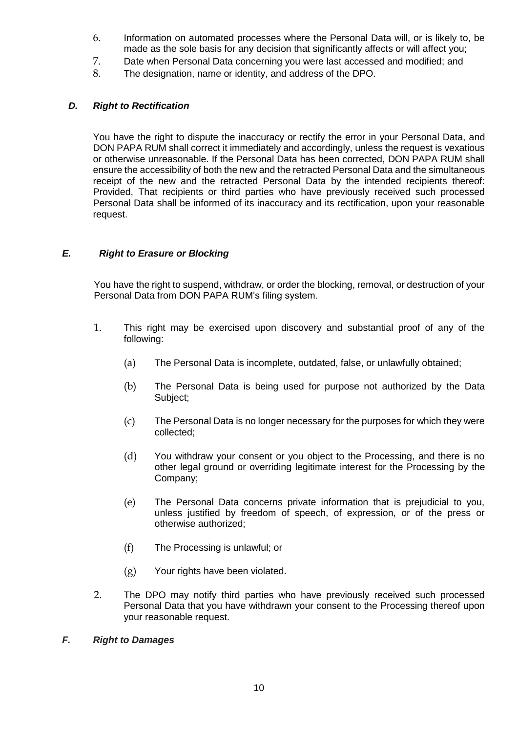6. Information on automated processes where the Personal Data will, or is likely to, be made as the sole basis for any decision that significantly affects or will affect you;
7. Date when Personal Data concerning you were last accessed and modified; and
8. The designation, name or identity, and address of the DPO.

### *D. Right to Rectification*

You have the right to dispute the inaccuracy or rectify the error in your Personal Data, and DON PAPA RUM shall correct it immediately and accordingly, unless the request is vexatious or otherwise unreasonable. If the Personal Data has been corrected, DON PAPA RUM shall ensure the accessibility of both the new and the retracted Personal Data and the simultaneous receipt of the new and the retracted Personal Data by the intended recipients thereof: Provided, That recipients or third parties who have previously received such processed Personal Data shall be informed of its inaccuracy and its rectification, upon your reasonable request.

### *E. Right to Erasure or Blocking*

You have the right to suspend, withdraw, or order the blocking, removal, or destruction of your Personal Data from DON PAPA RUM's filing system.

1. This right may be exercised upon discovery and substantial proof of any of the following:

   (a) The Personal Data is incomplete, outdated, false, or unlawfully obtained;

   (b) The Personal Data is being used for purpose not authorized by the Data Subject;

   (c) The Personal Data is no longer necessary for the purposes for which they were collected;

   (d) You withdraw your consent or you object to the Processing, and there is no other legal ground or overriding legitimate interest for the Processing by the Company;

   (e) The Personal Data concerns private information that is prejudicial to you, unless justified by freedom of speech, of expression, or of the press or otherwise authorized;

   (f) The Processing is unlawful; or

   (g) Your rights have been violated.

2. The DPO may notify third parties who have previously received such processed Personal Data that you have withdrawn your consent to the Processing thereof upon your reasonable request.

### *F. Right to Damages*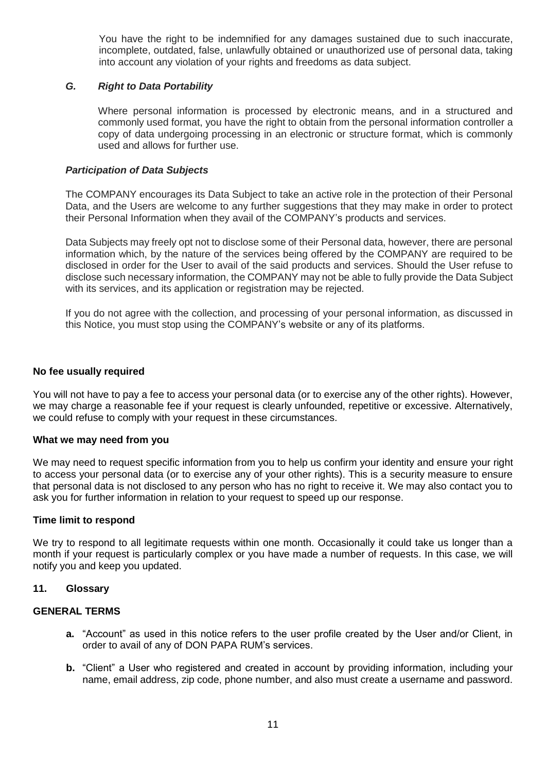You have the right to be indemnified for any damages sustained due to such inaccurate, incomplete, outdated, false, unlawfully obtained or unauthorized use of personal data, taking into account any violation of your rights and freedoms as data subject.

### *G. Right to Data Portability*

Where personal information is processed by electronic means, and in a structured and commonly used format, you have the right to obtain from the personal information controller a copy of data undergoing processing in an electronic or structure format, which is commonly used and allows for further use.

### *Participation of Data Subjects*

The COMPANY encourages its Data Subject to take an active role in the protection of their Personal Data, and the Users are welcome to any further suggestions that they may make in order to protect their Personal Information when they avail of the COMPANY's products and services.

Data Subjects may freely opt not to disclose some of their Personal data, however, there are personal information which, by the nature of the services being offered by the COMPANY are required to be disclosed in order for the User to avail of the said products and services. Should the User refuse to disclose such necessary information, the COMPANY may not be able to fully provide the Data Subject with its services, and its application or registration may be rejected.

If you do not agree with the collection, and processing of your personal information, as discussed in this Notice, you must stop using the COMPANY's website or any of its platforms.

**No fee usually required**

You will not have to pay a fee to access your personal data (or to exercise any of the other rights). However, we may charge a reasonable fee if your request is clearly unfounded, repetitive or excessive. Alternatively, we could refuse to comply with your request in these circumstances.

**What we may need from you**

We may need to request specific information from you to help us confirm your identity and ensure your right to access your personal data (or to exercise any of your other rights). This is a security measure to ensure that personal data is not disclosed to any person who has no right to receive it. We may also contact you to ask you for further information in relation to your request to speed up our response.

**Time limit to respond**

We try to respond to all legitimate requests within one month. Occasionally it could take us longer than a month if your request is particularly complex or you have made a number of requests. In this case, we will notify you and keep you updated.

## 11. Glossary

**GENERAL TERMS**

- **a.** "Account" as used in this notice refers to the user profile created by the User and/or Client, in order to avail of any of DON PAPA RUM's services.
- **b.** "Client" a User who registered and created in account by providing information, including your name, email address, zip code, phone number, and also must create a username and password.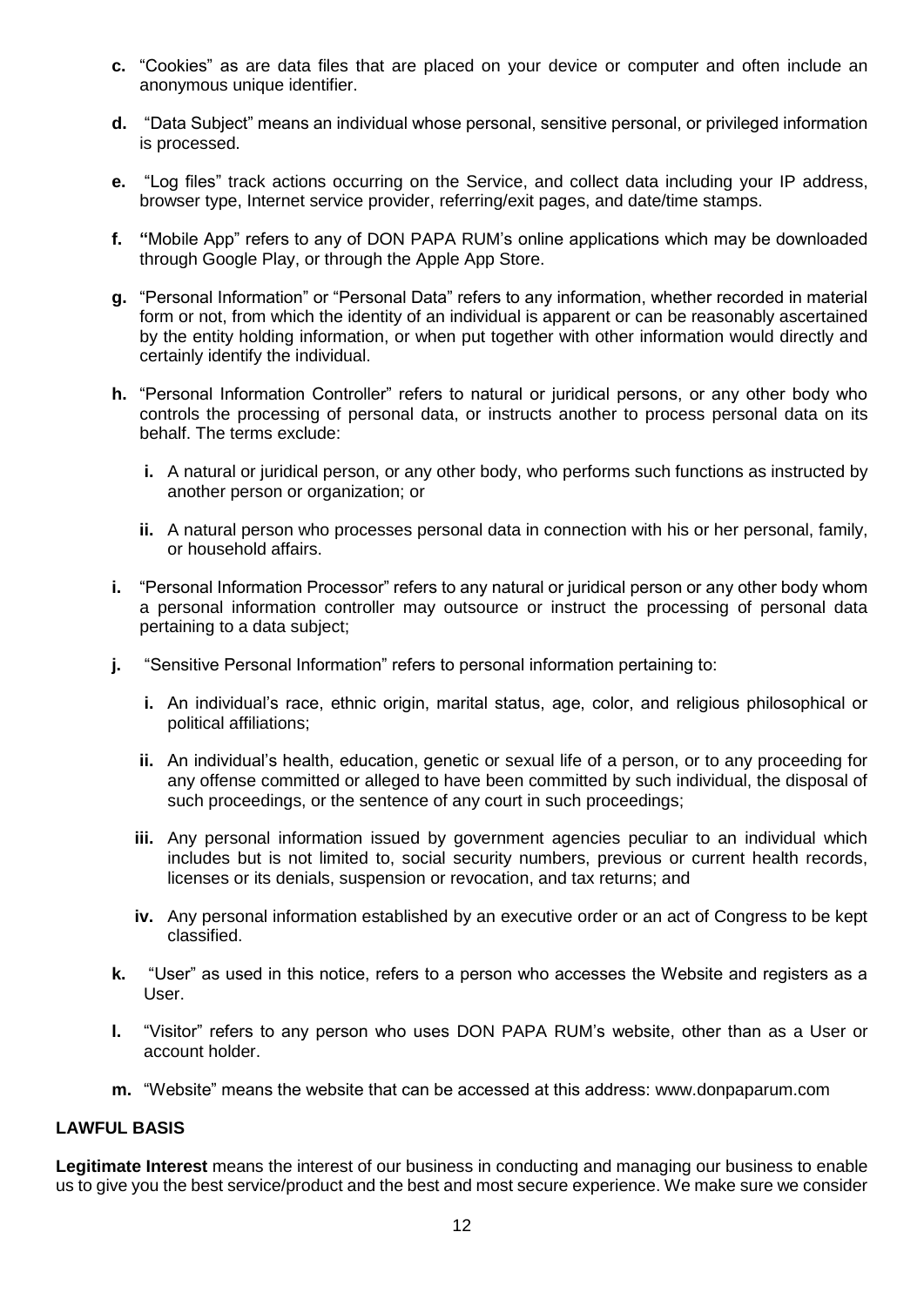- **c.** "Cookies" as are data files that are placed on your device or computer and often include an anonymous unique identifier.

- **d.** "Data Subject" means an individual whose personal, sensitive personal, or privileged information is processed.

- **e.** "Log files" track actions occurring on the Service, and collect data including your IP address, browser type, Internet service provider, referring/exit pages, and date/time stamps.

- **f.** **"**Mobile App" refers to any of DON PAPA RUM's online applications which may be downloaded through Google Play, or through the Apple App Store.

- **g.** "Personal Information" or "Personal Data" refers to any information, whether recorded in material form or not, from which the identity of an individual is apparent or can be reasonably ascertained by the entity holding information, or when put together with other information would directly and certainly identify the individual.

- **h.** "Personal Information Controller" refers to natural or juridical persons, or any other body who controls the processing of personal data, or instructs another to process personal data on its behalf. The terms exclude:

  - **i.** A natural or juridical person, or any other body, who performs such functions as instructed by another person or organization; or

  - **ii.** A natural person who processes personal data in connection with his or her personal, family, or household affairs.

- **i.** "Personal Information Processor" refers to any natural or juridical person or any other body whom a personal information controller may outsource or instruct the processing of personal data pertaining to a data subject;

- **j.** "Sensitive Personal Information" refers to personal information pertaining to:

  - **i.** An individual's race, ethnic origin, marital status, age, color, and religious philosophical or political affiliations;

  - **ii.** An individual's health, education, genetic or sexual life of a person, or to any proceeding for any offense committed or alleged to have been committed by such individual, the disposal of such proceedings, or the sentence of any court in such proceedings;

  - **iii.** Any personal information issued by government agencies peculiar to an individual which includes but is not limited to, social security numbers, previous or current health records, licenses or its denials, suspension or revocation, and tax returns; and

  - **iv.** Any personal information established by an executive order or an act of Congress to be kept classified.

- **k.** "User" as used in this notice, refers to a person who accesses the Website and registers as a User.

- **l.** "Visitor" refers to any person who uses DON PAPA RUM's website, other than as a User or account holder.

- **m.** "Website" means the website that can be accessed at this address: www.donpaparum.com

**LAWFUL BASIS**

**Legitimate Interest** means the interest of our business in conducting and managing our business to enable us to give you the best service/product and the best and most secure experience. We make sure we consider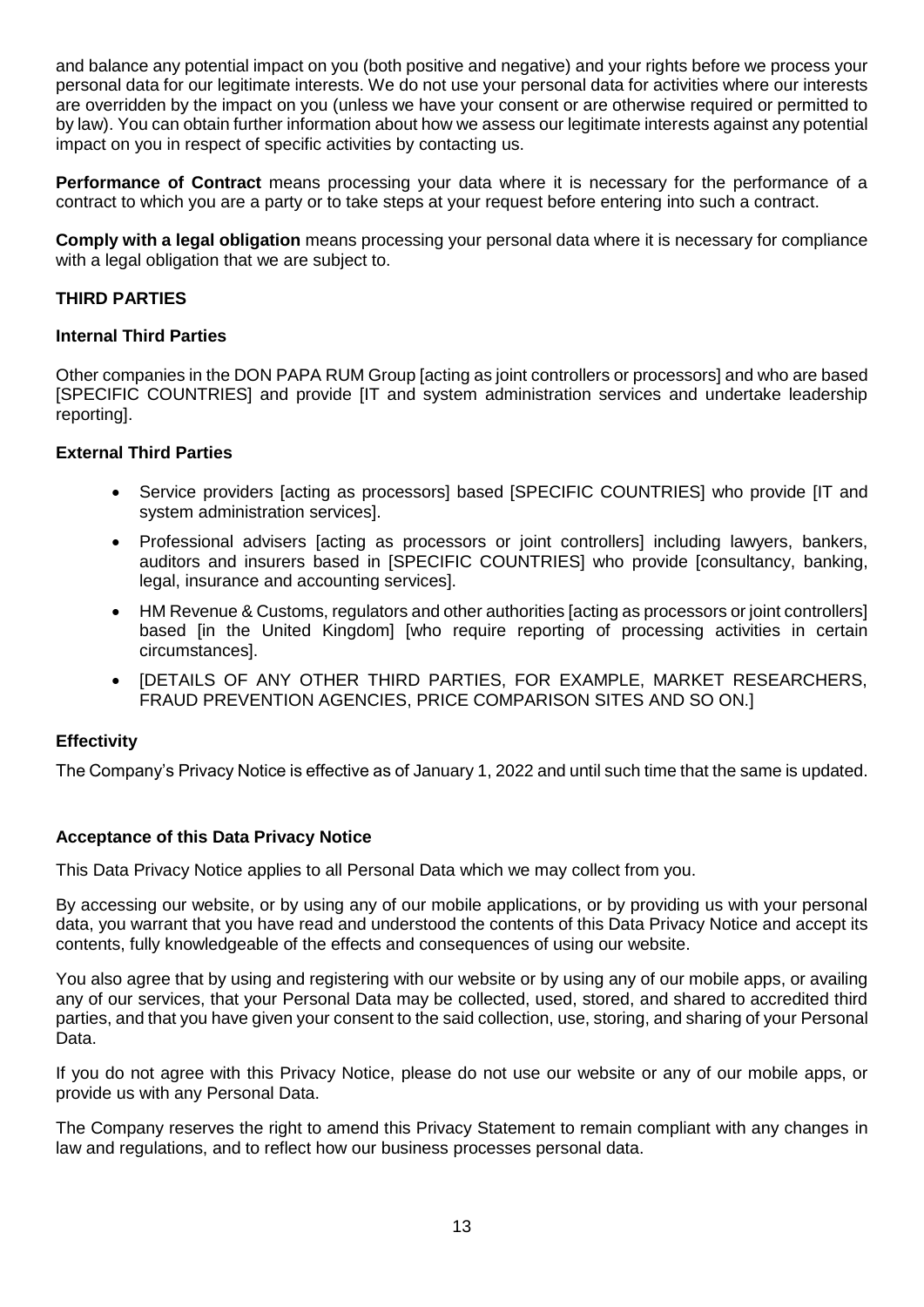and balance any potential impact on you (both positive and negative) and your rights before we process your personal data for our legitimate interests. We do not use your personal data for activities where our interests are overridden by the impact on you (unless we have your consent or are otherwise required or permitted to by law). You can obtain further information about how we assess our legitimate interests against any potential impact on you in respect of specific activities by contacting us.

**Performance of Contract** means processing your data where it is necessary for the performance of a contract to which you are a party or to take steps at your request before entering into such a contract.

**Comply with a legal obligation** means processing your personal data where it is necessary for compliance with a legal obligation that we are subject to.

**THIRD PARTIES**

**Internal Third Parties**

Other companies in the DON PAPA RUM Group [acting as joint controllers or processors] and who are based [SPECIFIC COUNTRIES] and provide [IT and system administration services and undertake leadership reporting].

**External Third Parties**

- Service providers [acting as processors] based [SPECIFIC COUNTRIES] who provide [IT and system administration services].
- Professional advisers [acting as processors or joint controllers] including lawyers, bankers, auditors and insurers based in [SPECIFIC COUNTRIES] who provide [consultancy, banking, legal, insurance and accounting services].
- HM Revenue & Customs, regulators and other authorities [acting as processors or joint controllers] based [in the United Kingdom] [who require reporting of processing activities in certain circumstances].
- [DETAILS OF ANY OTHER THIRD PARTIES, FOR EXAMPLE, MARKET RESEARCHERS, FRAUD PREVENTION AGENCIES, PRICE COMPARISON SITES AND SO ON.]

**Effectivity**

The Company's Privacy Notice is effective as of January 1, 2022 and until such time that the same is updated.

**Acceptance of this Data Privacy Notice**

This Data Privacy Notice applies to all Personal Data which we may collect from you.

By accessing our website, or by using any of our mobile applications, or by providing us with your personal data, you warrant that you have read and understood the contents of this Data Privacy Notice and accept its contents, fully knowledgeable of the effects and consequences of using our website.

You also agree that by using and registering with our website or by using any of our mobile apps, or availing any of our services, that your Personal Data may be collected, used, stored, and shared to accredited third parties, and that you have given your consent to the said collection, use, storing, and sharing of your Personal Data.

If you do not agree with this Privacy Notice, please do not use our website or any of our mobile apps, or provide us with any Personal Data.

The Company reserves the right to amend this Privacy Statement to remain compliant with any changes in law and regulations, and to reflect how our business processes personal data.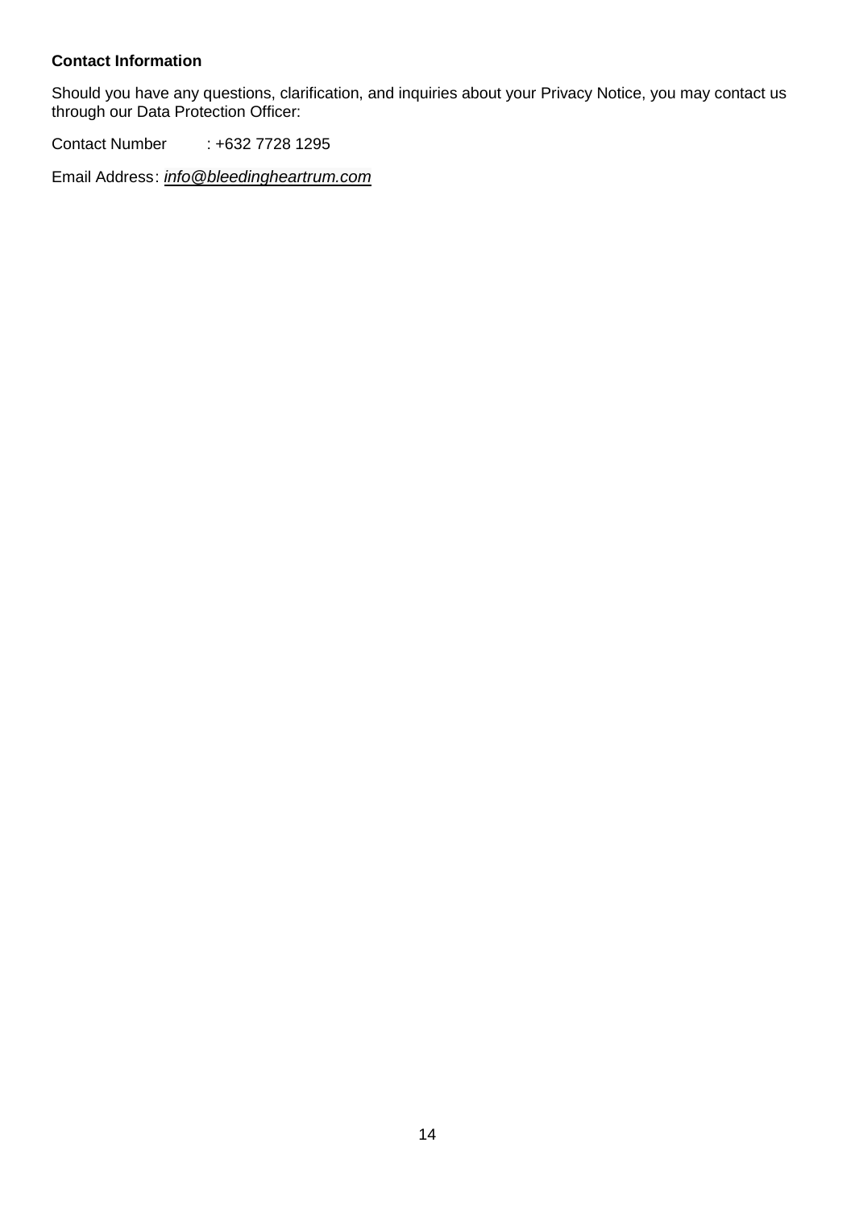**Contact Information**

Should you have any questions, clarification, and inquiries about your Privacy Notice, you may contact us through our Data Protection Officer:

Contact Number : +632 7728 1295

Email Address: *info@bleedingheartrum.com*